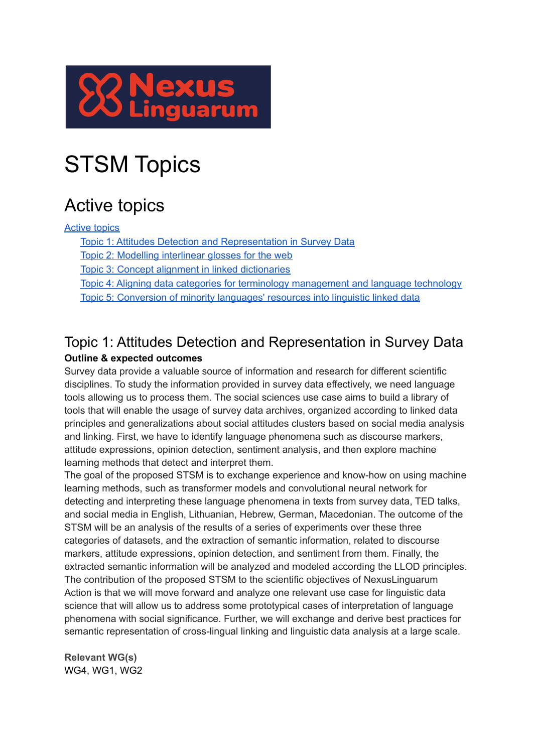Nexus Linguarum

# STSM Topics

## Active topics

- Active topics
  - Topic 1: Attitudes Detection and Representation in Survey Data
  - Topic 2: Modelling interlinear glosses for the web
  - Topic 3: Concept alignment in linked dictionaries
  - Topic 4: Aligning data categories for terminology management and language technology
  - Topic 5: Conversion of minority languages' resources into linguistic linked data

## Topic 1: Attitudes Detection and Representation in Survey Data

**Outline & expected outcomes**

Survey data provide a valuable source of information and research for different scientific disciplines. To study the information provided in survey data effectively, we need language tools allowing us to process them. The social sciences use case aims to build a library of tools that will enable the usage of survey data archives, organized according to linked data principles and generalizations about social attitudes clusters based on social media analysis and linking. First, we have to identify language phenomena such as discourse markers, attitude expressions, opinion detection, sentiment analysis, and then explore machine learning methods that detect and interpret them.

The goal of the proposed STSM is to exchange experience and know-how on using machine learning methods, such as transformer models and convolutional neural network for detecting and interpreting these language phenomena in texts from survey data, TED talks, and social media in English, Lithuanian, Hebrew, German, Macedonian. The outcome of the STSM will be an analysis of the results of a series of experiments over these three categories of datasets, and the extraction of semantic information, related to discourse markers, attitude expressions, opinion detection, and sentiment from them. Finally, the extracted semantic information will be analyzed and modeled according the LLOD principles. The contribution of the proposed STSM to the scientific objectives of NexusLinguarum Action is that we will move forward and analyze one relevant use case for linguistic data science that will allow us to address some prototypical cases of interpretation of language phenomena with social significance. Further, we will exchange and derive best practices for semantic representation of cross-lingual linking and linguistic data analysis at a large scale.

**Relevant WG(s)**

WG4, WG1, WG2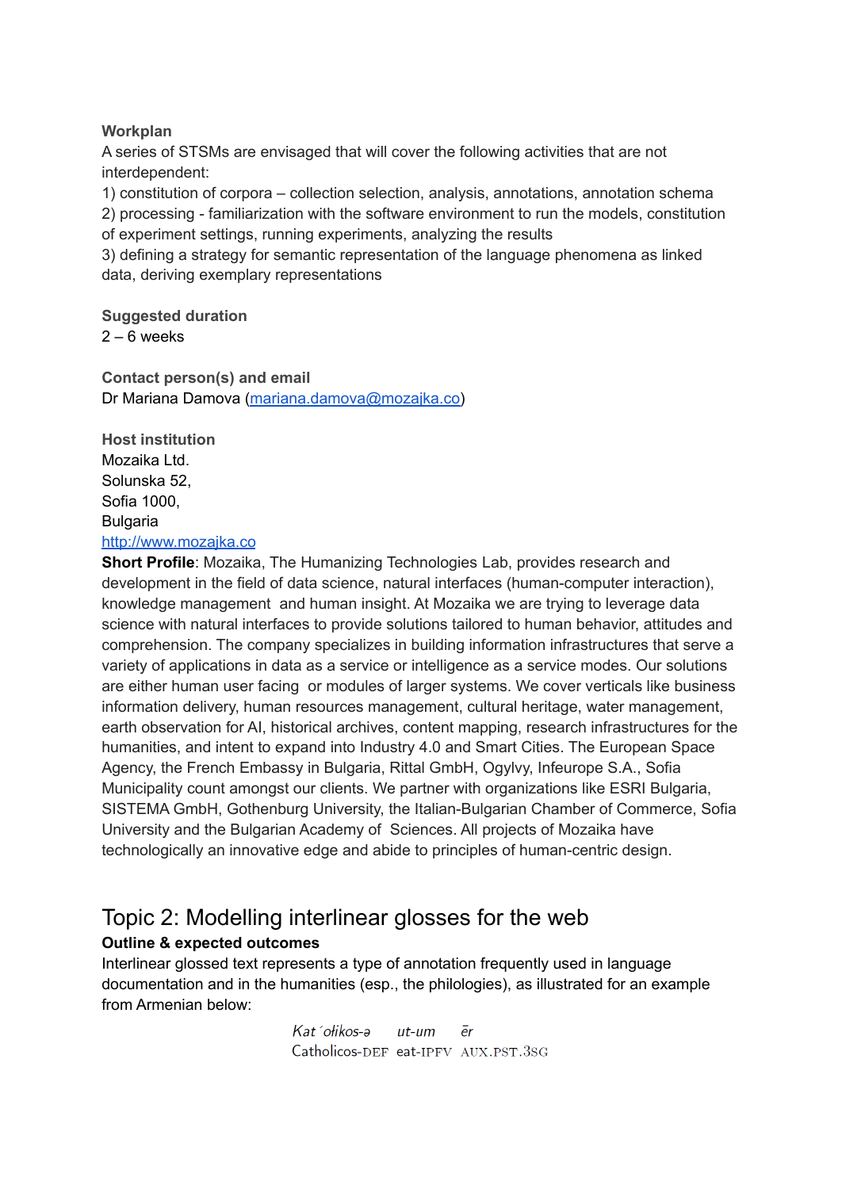**Workplan**

A series of STSMs are envisaged that will cover the following activities that are not interdependent:

1) constitution of corpora – collection selection, analysis, annotations, annotation schema
2) processing - familiarization with the software environment to run the models, constitution of experiment settings, running experiments, analyzing the results
3) defining a strategy for semantic representation of the language phenomena as linked data, deriving exemplary representations

**Suggested duration**

2 – 6 weeks

**Contact person(s) and email**

Dr Mariana Damova (mariana.damova@mozajka.co)

**Host institution**

Mozaika Ltd.
Solunska 52,
Sofia 1000,
Bulgaria
http://www.mozajka.co

**Short Profile**: Mozaika, The Humanizing Technologies Lab, provides research and development in the field of data science, natural interfaces (human-computer interaction), knowledge management and human insight. At Mozaika we are trying to leverage data science with natural interfaces to provide solutions tailored to human behavior, attitudes and comprehension. The company specializes in building information infrastructures that serve a variety of applications in data as a service or intelligence as a service modes. Our solutions are either human user facing or modules of larger systems. We cover verticals like business information delivery, human resources management, cultural heritage, water management, earth observation for AI, historical archives, content mapping, research infrastructures for the humanities, and intent to expand into Industry 4.0 and Smart Cities. The European Space Agency, the French Embassy in Bulgaria, Rittal GmbH, Ogylvy, Infeurope S.A., Sofia Municipality count amongst our clients. We partner with organizations like ESRI Bulgaria, SISTEMA GmbH, Gothenburg University, the Italian-Bulgarian Chamber of Commerce, Sofia University and the Bulgarian Academy of Sciences. All projects of Mozaika have technologically an innovative edge and abide to principles of human-centric design.

# Topic 2: Modelling interlinear glosses for the web

**Outline & expected outcomes**

Interlinear glossed text represents a type of annotation frequently used in language documentation and in the humanities (esp., the philologies), as illustrated for an example from Armenian below:

| *Katʻołikos-ə* | *ut-um* | *ēr* |
|---|---|---|
| Catholicos-DEF | eat-IPFV | AUX.PST.3SG |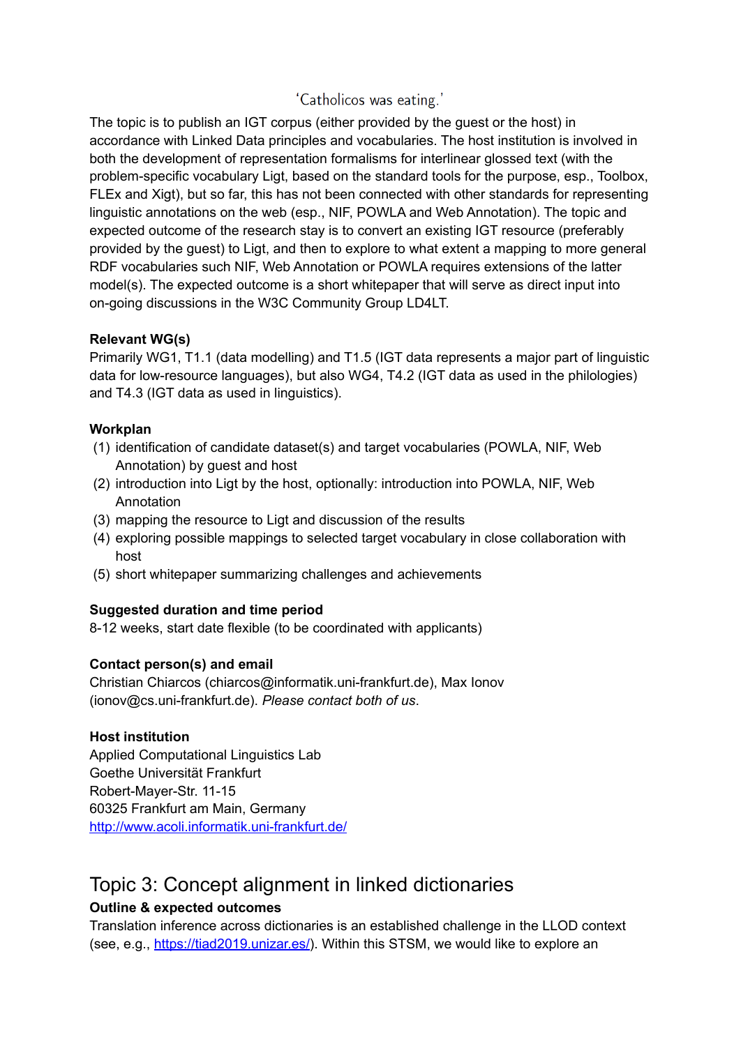'Catholicos was eating.'

The topic is to publish an IGT corpus (either provided by the guest or the host) in accordance with Linked Data principles and vocabularies. The host institution is involved in both the development of representation formalisms for interlinear glossed text (with the problem-specific vocabulary Ligt, based on the standard tools for the purpose, esp., Toolbox, FLEx and Xigt), but so far, this has not been connected with other standards for representing linguistic annotations on the web (esp., NIF, POWLA and Web Annotation). The topic and expected outcome of the research stay is to convert an existing IGT resource (preferably provided by the guest) to Ligt, and then to explore to what extent a mapping to more general RDF vocabularies such NIF, Web Annotation or POWLA requires extensions of the latter model(s). The expected outcome is a short whitepaper that will serve as direct input into on-going discussions in the W3C Community Group LD4LT.

**Relevant WG(s)**

Primarily WG1, T1.1 (data modelling) and T1.5 (IGT data represents a major part of linguistic data for low-resource languages), but also WG4, T4.2 (IGT data as used in the philologies) and T4.3 (IGT data as used in linguistics).

**Workplan**

(1) identification of candidate dataset(s) and target vocabularies (POWLA, NIF, Web Annotation) by guest and host
(2) introduction into Ligt by the host, optionally: introduction into POWLA, NIF, Web Annotation
(3) mapping the resource to Ligt and discussion of the results
(4) exploring possible mappings to selected target vocabulary in close collaboration with host
(5) short whitepaper summarizing challenges and achievements

**Suggested duration and time period**

8-12 weeks, start date flexible (to be coordinated with applicants)

**Contact person(s) and email**

Christian Chiarcos (chiarcos@informatik.uni-frankfurt.de), Max Ionov (ionov@cs.uni-frankfurt.de). *Please contact both of us*.

**Host institution**

Applied Computational Linguistics Lab
Goethe Universität Frankfurt
Robert-Mayer-Str. 11-15
60325 Frankfurt am Main, Germany
http://www.acoli.informatik.uni-frankfurt.de/

# Topic 3: Concept alignment in linked dictionaries

**Outline & expected outcomes**

Translation inference across dictionaries is an established challenge in the LLOD context (see, e.g., https://tiad2019.unizar.es/). Within this STSM, we would like to explore an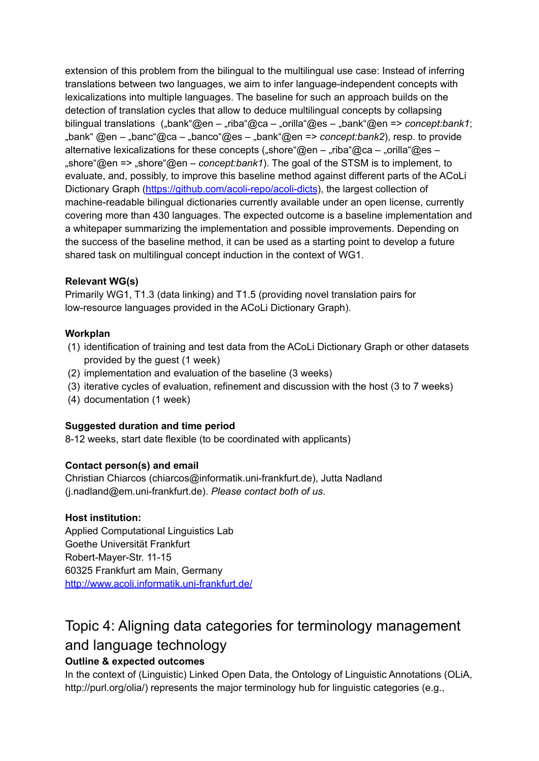extension of this problem from the bilingual to the multilingual use case: Instead of inferring translations between two languages, we aim to infer language-independent concepts with lexicalizations into multiple languages. The baseline for such an approach builds on the detection of translation cycles that allow to deduce multilingual concepts by collapsing bilingual translations („bank"@en – „riba"@ca – „orilla"@es – „bank"@en => *concept:bank1*; „bank" @en – „banc"@ca – „banco"@es – „bank"@en => *concept:bank2*), resp. to provide alternative lexicalizations for these concepts („shore"@en – „riba"@ca – „orilla"@es – „shore"@en => „shore"@en – *concept:bank1*). The goal of the STSM is to implement, to evaluate, and, possibly, to improve this baseline method against different parts of the ACoLi Dictionary Graph (https://github.com/acoli-repo/acoli-dicts), the largest collection of machine-readable bilingual dictionaries currently available under an open license, currently covering more than 430 languages. The expected outcome is a baseline implementation and a whitepaper summarizing the implementation and possible improvements. Depending on the success of the baseline method, it can be used as a starting point to develop a future shared task on multilingual concept induction in the context of WG1.

**Relevant WG(s)**
Primarily WG1, T1.3 (data linking) and T1.5 (providing novel translation pairs for low-resource languages provided in the ACoLi Dictionary Graph).

**Workplan**

(1) identification of training and test data from the ACoLi Dictionary Graph or other datasets provided by the guest (1 week)
(2) implementation and evaluation of the baseline (3 weeks)
(3) iterative cycles of evaluation, refinement and discussion with the host (3 to 7 weeks)
(4) documentation (1 week)

**Suggested duration and time period**
8-12 weeks, start date flexible (to be coordinated with applicants)

**Contact person(s) and email**
Christian Chiarcos (chiarcos@informatik.uni-frankfurt.de), Jutta Nadland (j.nadland@em.uni-frankfurt.de). *Please contact both of us.*

**Host institution:**
Applied Computational Linguistics Lab
Goethe Universität Frankfurt
Robert-Mayer-Str. 11-15
60325 Frankfurt am Main, Germany
http://www.acoli.informatik.uni-frankfurt.de/

## Topic 4: Aligning data categories for terminology management and language technology

**Outline & expected outcomes**
In the context of (Linguistic) Linked Open Data, the Ontology of Linguistic Annotations (OLiA, http://purl.org/olia/) represents the major terminology hub for linguistic categories (e.g.,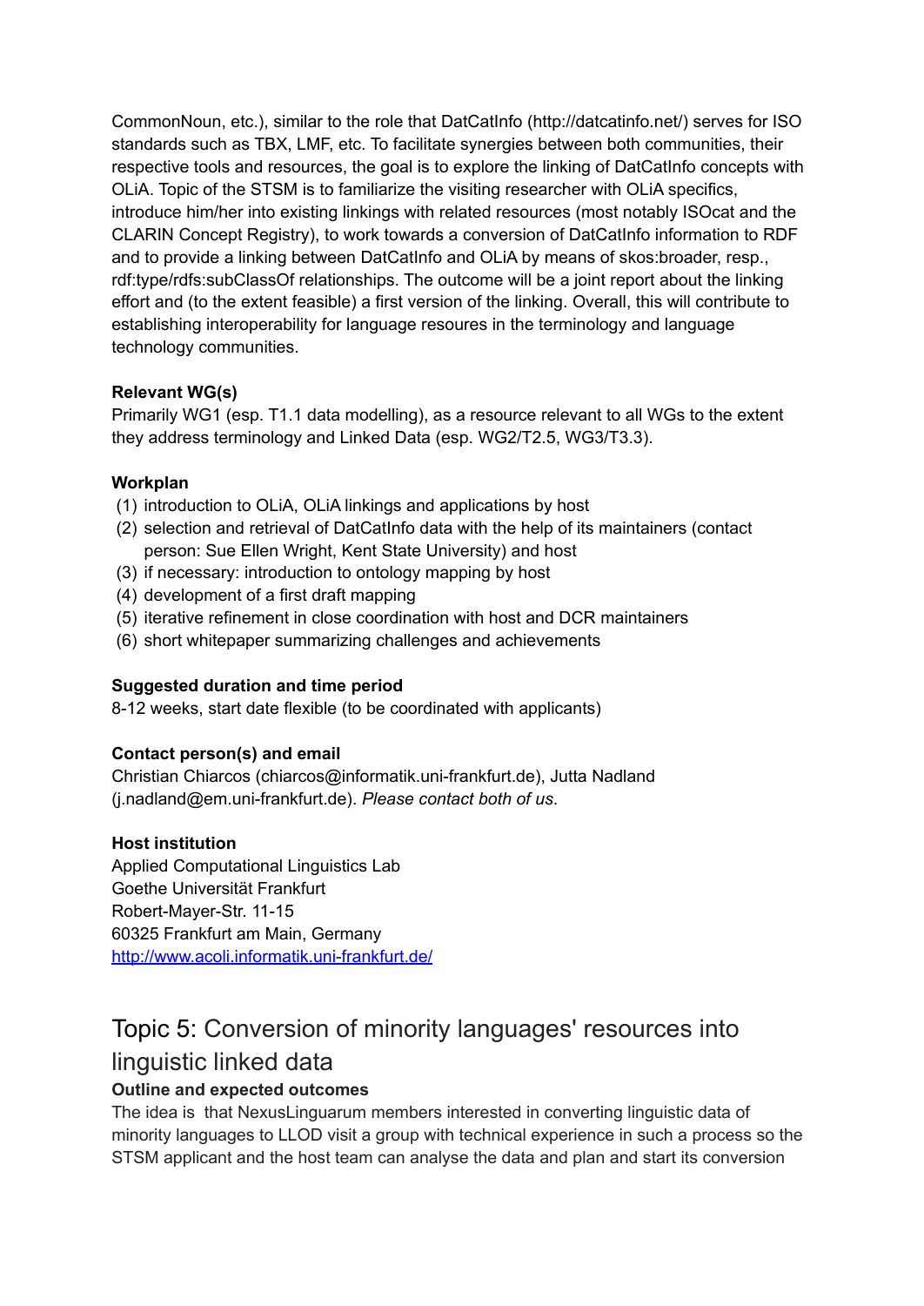CommonNoun, etc.), similar to the role that DatCatInfo (http://datcatinfo.net/) serves for ISO standards such as TBX, LMF, etc. To facilitate synergies between both communities, their respective tools and resources, the goal is to explore the linking of DatCatInfo concepts with OLiA. Topic of the STSM is to familiarize the visiting researcher with OLiA specifics, introduce him/her into existing linkings with related resources (most notably ISOcat and the CLARIN Concept Registry), to work towards a conversion of DatCatInfo information to RDF and to provide a linking between DatCatInfo and OLiA by means of skos:broader, resp., rdf:type/rdfs:subClassOf relationships. The outcome will be a joint report about the linking effort and (to the extent feasible) a first version of the linking. Overall, this will contribute to establishing interoperability for language resoures in the terminology and language technology communities.

**Relevant WG(s)**

Primarily WG1 (esp. T1.1 data modelling), as a resource relevant to all WGs to the extent they address terminology and Linked Data (esp. WG2/T2.5, WG3/T3.3).

**Workplan**

(1) introduction to OLiA, OLiA linkings and applications by host
(2) selection and retrieval of DatCatInfo data with the help of its maintainers (contact person: Sue Ellen Wright, Kent State University) and host
(3) if necessary: introduction to ontology mapping by host
(4) development of a first draft mapping
(5) iterative refinement in close coordination with host and DCR maintainers
(6) short whitepaper summarizing challenges and achievements

**Suggested duration and time period**

8-12 weeks, start date flexible (to be coordinated with applicants)

**Contact person(s) and email**

Christian Chiarcos (chiarcos@informatik.uni-frankfurt.de), Jutta Nadland (j.nadland@em.uni-frankfurt.de). *Please contact both of us*.

**Host institution**

Applied Computational Linguistics Lab
Goethe Universität Frankfurt
Robert-Mayer-Str. 11-15
60325 Frankfurt am Main, Germany
http://www.acoli.informatik.uni-frankfurt.de/

## Topic 5: Conversion of minority languages' resources into linguistic linked data

**Outline and expected outcomes**

The idea is that NexusLinguarum members interested in converting linguistic data of minority languages to LLOD visit a group with technical experience in such a process so the STSM applicant and the host team can analyse the data and plan and start its conversion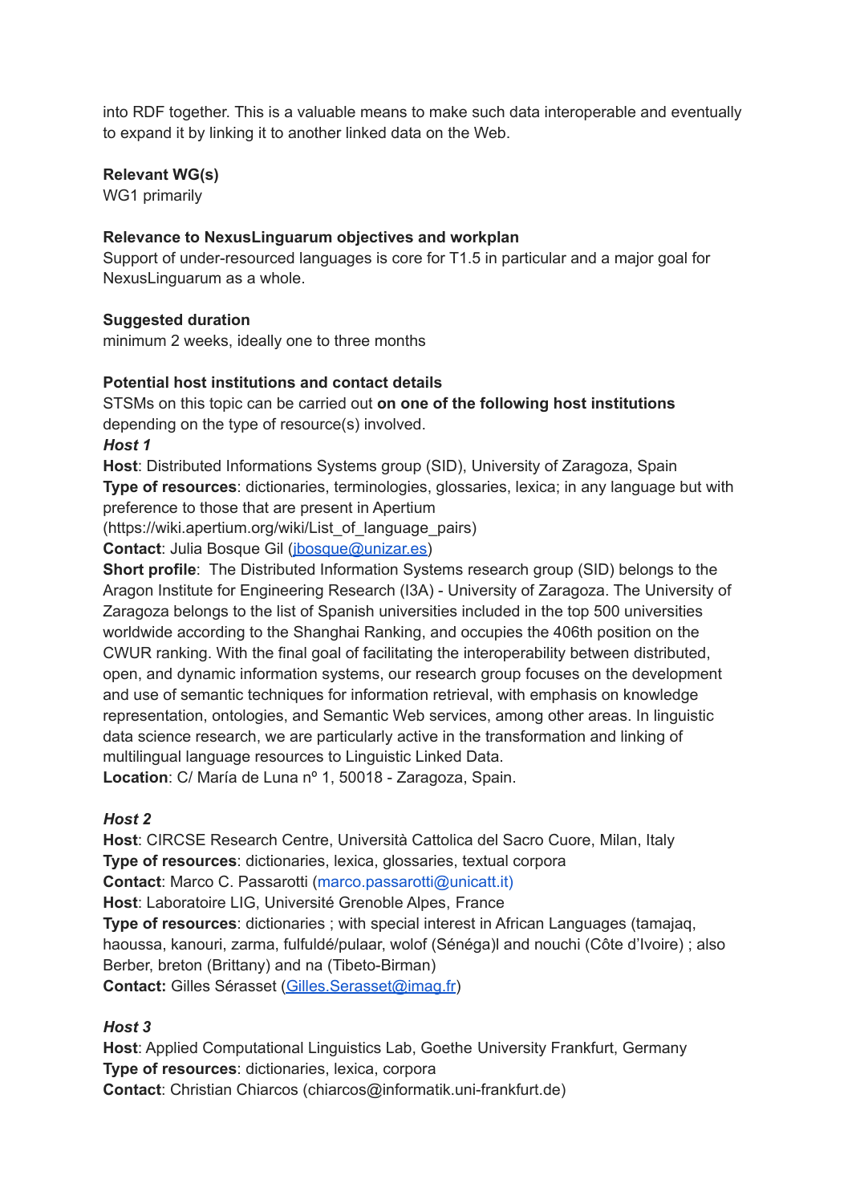into RDF together. This is a valuable means to make such data interoperable and eventually to expand it by linking it to another linked data on the Web.

**Relevant WG(s)**
WG1 primarily

**Relevance to NexusLinguarum objectives and workplan**
Support of under-resourced languages is core for T1.5 in particular and a major goal for NexusLinguarum as a whole.

**Suggested duration**
minimum 2 weeks, ideally one to three months

**Potential host institutions and contact details**
STSMs on this topic can be carried out **on one of the following host institutions** depending on the type of resource(s) involved.

***Host 1***
**Host**: Distributed Informations Systems group (SID), University of Zaragoza, Spain
**Type of resources**: dictionaries, terminologies, glossaries, lexica; in any language but with preference to those that are present in Apertium (https://wiki.apertium.org/wiki/List_of_language_pairs)
**Contact**: Julia Bosque Gil (jbosque@unizar.es)
**Short profile**: The Distributed Information Systems research group (SID) belongs to the Aragon Institute for Engineering Research (I3A) - University of Zaragoza. The University of Zaragoza belongs to the list of Spanish universities included in the top 500 universities worldwide according to the Shanghai Ranking, and occupies the 406th position on the CWUR ranking. With the final goal of facilitating the interoperability between distributed, open, and dynamic information systems, our research group focuses on the development and use of semantic techniques for information retrieval, with emphasis on knowledge representation, ontologies, and Semantic Web services, among other areas. In linguistic data science research, we are particularly active in the transformation and linking of multilingual language resources to Linguistic Linked Data.
**Location**: C/ María de Luna nº 1, 50018 - Zaragoza, Spain.

***Host 2***
**Host**: CIRCSE Research Centre, Università Cattolica del Sacro Cuore, Milan, Italy
**Type of resources**: dictionaries, lexica, glossaries, textual corpora
**Contact**: Marco C. Passarotti (marco.passarotti@unicatt.it)
**Host**: Laboratoire LIG, Université Grenoble Alpes, France
**Type of resources**: dictionaries ; with special interest in African Languages (tamajaq, haoussa, kanouri, zarma, fulfuldé/pulaar, wolof (Sénéga)l and nouchi (Côte d'Ivoire) ; also Berber, breton (Brittany) and na (Tibeto-Birman)
**Contact:** Gilles Sérasset (Gilles.Serasset@imag.fr)

***Host 3***
**Host**: Applied Computational Linguistics Lab, Goethe University Frankfurt, Germany
**Type of resources**: dictionaries, lexica, corpora
**Contact**: Christian Chiarcos (chiarcos@informatik.uni-frankfurt.de)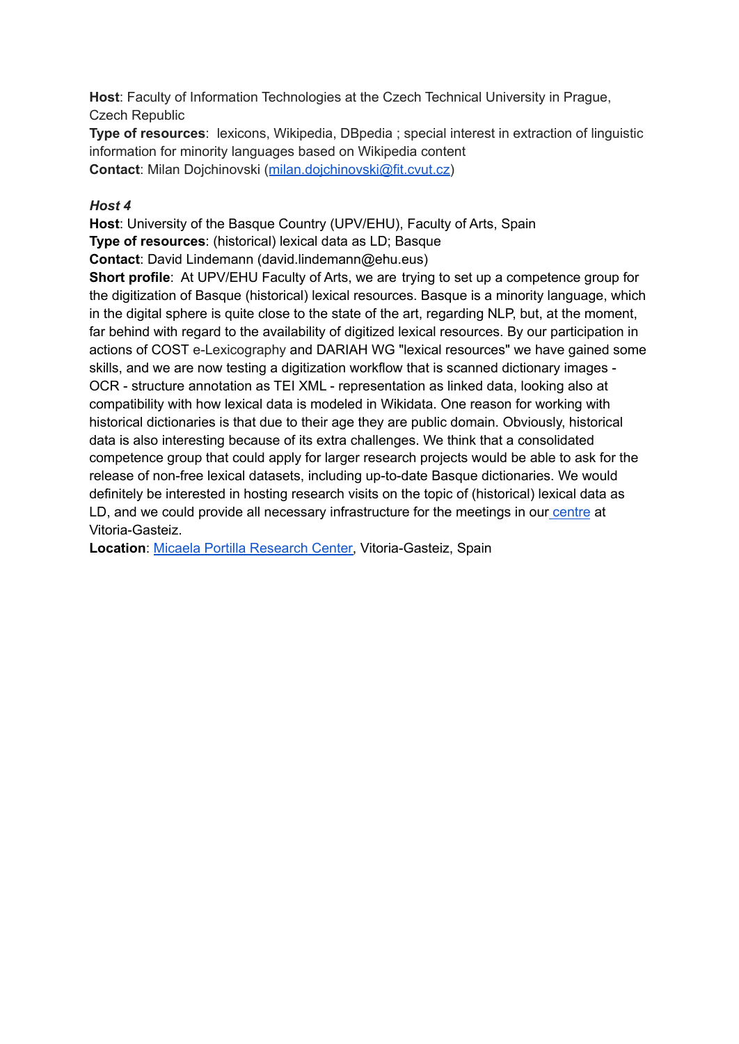**Host**: Faculty of Information Technologies at the Czech Technical University in Prague, Czech Republic
**Type of resources**: lexicons, Wikipedia, DBpedia ; special interest in extraction of linguistic information for minority languages based on Wikipedia content
**Contact**: Milan Dojchinovski (milan.dojchinovski@fit.cvut.cz)

***Host 4***

**Host**: University of the Basque Country (UPV/EHU), Faculty of Arts, Spain
**Type of resources**: (historical) lexical data as LD; Basque
**Contact**: David Lindemann (david.lindemann@ehu.eus)
**Short profile**: At UPV/EHU Faculty of Arts, we are trying to set up a competence group for the digitization of Basque (historical) lexical resources. Basque is a minority language, which in the digital sphere is quite close to the state of the art, regarding NLP, but, at the moment, far behind with regard to the availability of digitized lexical resources. By our participation in actions of COST e-Lexicography and DARIAH WG "lexical resources" we have gained some skills, and we are now testing a digitization workflow that is scanned dictionary images - OCR - structure annotation as TEI XML - representation as linked data, looking also at compatibility with how lexical data is modeled in Wikidata. One reason for working with historical dictionaries is that due to their age they are public domain. Obviously, historical data is also interesting because of its extra challenges. We think that a consolidated competence group that could apply for larger research projects would be able to ask for the release of non-free lexical datasets, including up-to-date Basque dictionaries. We would definitely be interested in hosting research visits on the topic of (historical) lexical data as LD, and we could provide all necessary infrastructure for the meetings in our centre at Vitoria-Gasteiz.
**Location**: Micaela Portilla Research Center, Vitoria-Gasteiz, Spain